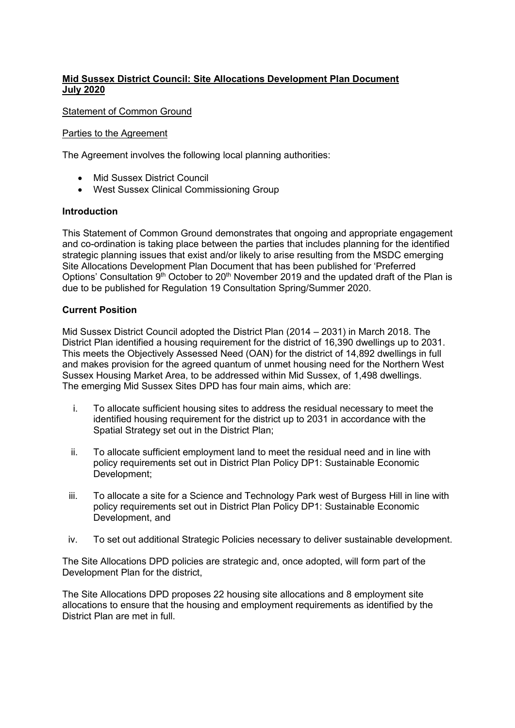**Mid Sussex District Council: Site Allocations Development Plan Document July 2020**

Statement of Common Ground

Parties to the Agreement

The Agreement involves the following local planning authorities:

- Mid Sussex District Council
- West Sussex Clinical Commissioning Group

### Introduction

This Statement of Common Ground demonstrates that ongoing and appropriate engagement and co-ordination is taking place between the parties that includes planning for the identified strategic planning issues that exist and/or likely to arise resulting from the MSDC emerging Site Allocations Development Plan Document that has been published for 'Preferred Options' Consultation 9th October to 20th November 2019 and the updated draft of the Plan is due to be published for Regulation 19 Consultation Spring/Summer 2020.

### Current Position

Mid Sussex District Council adopted the District Plan (2014 – 2031) in March 2018. The District Plan identified a housing requirement for the district of 16,390 dwellings up to 2031. This meets the Objectively Assessed Need (OAN) for the district of 14,892 dwellings in full and makes provision for the agreed quantum of unmet housing need for the Northern West Sussex Housing Market Area, to be addressed within Mid Sussex, of 1,498 dwellings.
The emerging Mid Sussex Sites DPD has four main aims, which are:

i. To allocate sufficient housing sites to address the residual necessary to meet the identified housing requirement for the district up to 2031 in accordance with the Spatial Strategy set out in the District Plan;

ii. To allocate sufficient employment land to meet the residual need and in line with policy requirements set out in District Plan Policy DP1: Sustainable Economic Development;

iii. To allocate a site for a Science and Technology Park west of Burgess Hill in line with policy requirements set out in District Plan Policy DP1: Sustainable Economic Development, and

iv. To set out additional Strategic Policies necessary to deliver sustainable development.

The Site Allocations DPD policies are strategic and, once adopted, will form part of the Development Plan for the district,

The Site Allocations DPD proposes 22 housing site allocations and 8 employment site allocations to ensure that the housing and employment requirements as identified by the District Plan are met in full.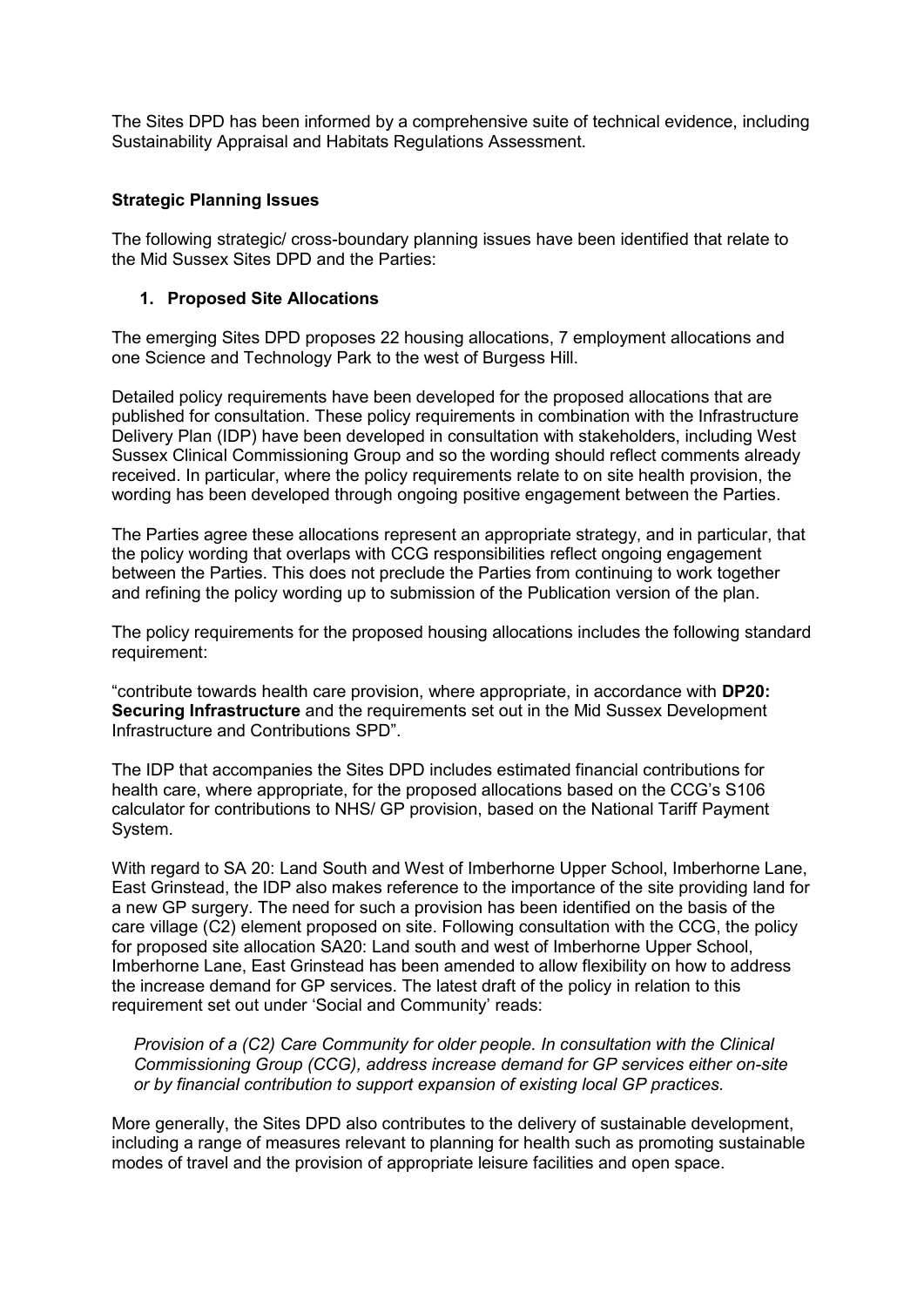The Sites DPD has been informed by a comprehensive suite of technical evidence, including Sustainability Appraisal and Habitats Regulations Assessment.

## Strategic Planning Issues

The following strategic/ cross-boundary planning issues have been identified that relate to the Mid Sussex Sites DPD and the Parties:

### 1. Proposed Site Allocations

The emerging Sites DPD proposes 22 housing allocations, 7 employment allocations and one Science and Technology Park to the west of Burgess Hill.

Detailed policy requirements have been developed for the proposed allocations that are published for consultation. These policy requirements in combination with the Infrastructure Delivery Plan (IDP) have been developed in consultation with stakeholders, including West Sussex Clinical Commissioning Group and so the wording should reflect comments already received. In particular, where the policy requirements relate to on site health provision, the wording has been developed through ongoing positive engagement between the Parties.

The Parties agree these allocations represent an appropriate strategy, and in particular, that the policy wording that overlaps with CCG responsibilities reflect ongoing engagement between the Parties. This does not preclude the Parties from continuing to work together and refining the policy wording up to submission of the Publication version of the plan.

The policy requirements for the proposed housing allocations includes the following standard requirement:

"contribute towards health care provision, where appropriate, in accordance with **DP20: Securing Infrastructure** and the requirements set out in the Mid Sussex Development Infrastructure and Contributions SPD".

The IDP that accompanies the Sites DPD includes estimated financial contributions for health care, where appropriate, for the proposed allocations based on the CCG's S106 calculator for contributions to NHS/ GP provision, based on the National Tariff Payment System.

With regard to SA 20: Land South and West of Imberhorne Upper School, Imberhorne Lane, East Grinstead, the IDP also makes reference to the importance of the site providing land for a new GP surgery. The need for such a provision has been identified on the basis of the care village (C2) element proposed on site. Following consultation with the CCG, the policy for proposed site allocation SA20: Land south and west of Imberhorne Upper School, Imberhorne Lane, East Grinstead has been amended to allow flexibility on how to address the increase demand for GP services. The latest draft of the policy in relation to this requirement set out under 'Social and Community' reads:

> *Provision of a (C2) Care Community for older people. In consultation with the Clinical Commissioning Group (CCG), address increase demand for GP services either on-site or by financial contribution to support expansion of existing local GP practices.*

More generally, the Sites DPD also contributes to the delivery of sustainable development, including a range of measures relevant to planning for health such as promoting sustainable modes of travel and the provision of appropriate leisure facilities and open space.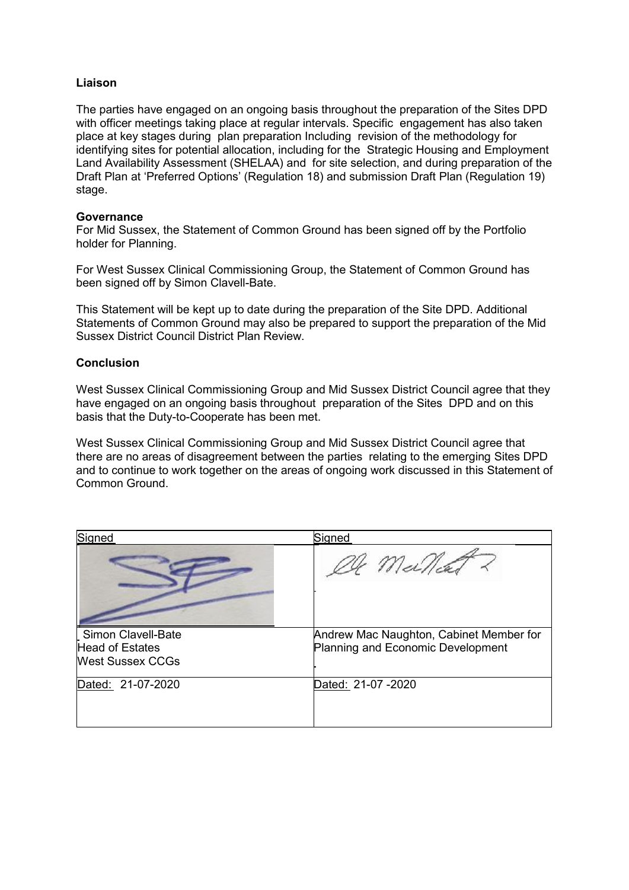**Liaison**

The parties have engaged on an ongoing basis throughout the preparation of the Sites DPD with officer meetings taking place at regular intervals. Specific engagement has also taken place at key stages during plan preparation Including revision of the methodology for identifying sites for potential allocation, including for the Strategic Housing and Employment Land Availability Assessment (SHELAA) and for site selection, and during preparation of the Draft Plan at 'Preferred Options' (Regulation 18) and submission Draft Plan (Regulation 19) stage.

**Governance**

For Mid Sussex, the Statement of Common Ground has been signed off by the Portfolio holder for Planning.

For West Sussex Clinical Commissioning Group, the Statement of Common Ground has been signed off by Simon Clavell-Bate.

This Statement will be kept up to date during the preparation of the Site DPD. Additional Statements of Common Ground may also be prepared to support the preparation of the Mid Sussex District Council District Plan Review.

**Conclusion**

West Sussex Clinical Commissioning Group and Mid Sussex District Council agree that they have engaged on an ongoing basis throughout preparation of the Sites DPD and on this basis that the Duty-to-Cooperate has been met.

West Sussex Clinical Commissioning Group and Mid Sussex District Council agree that there are no areas of disagreement between the parties relating to the emerging Sites DPD and to continue to work together on the areas of ongoing work discussed in this Statement of Common Ground.

| | |
|---|---|
| Signed | Signed |
| | |
| Simon Clavell-Bate<br>Head of Estates<br>West Sussex CCGs | Andrew Mac Naughton, Cabinet Member for Planning and Economic Development |
| Dated: 21-07-2020 | Dated: 21-07 -2020 |